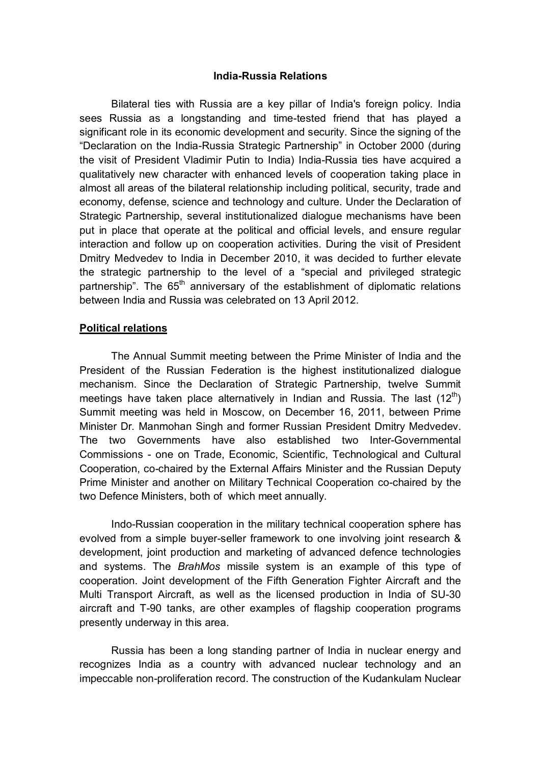# India-Russia Relations

Bilateral ties with Russia are a key pillar of India's foreign policy. India sees Russia as a longstanding and time-tested friend that has played a significant role in its economic development and security. Since the signing of the "Declaration on the India-Russia Strategic Partnership" in October 2000 (during the visit of President Vladimir Putin to India) India-Russia ties have acquired a qualitatively new character with enhanced levels of cooperation taking place in almost all areas of the bilateral relationship including political, security, trade and economy, defense, science and technology and culture. Under the Declaration of Strategic Partnership, several institutionalized dialogue mechanisms have been put in place that operate at the political and official levels, and ensure regular interaction and follow up on cooperation activities. During the visit of President Dmitry Medvedev to India in December 2010, it was decided to further elevate the strategic partnership to the level of a "special and privileged strategic partnership". The 65th anniversary of the establishment of diplomatic relations between India and Russia was celebrated on 13 April 2012.

## Political relations

The Annual Summit meeting between the Prime Minister of India and the President of the Russian Federation is the highest institutionalized dialogue mechanism. Since the Declaration of Strategic Partnership, twelve Summit meetings have taken place alternatively in Indian and Russia. The last (12th) Summit meeting was held in Moscow, on December 16, 2011, between Prime Minister Dr. Manmohan Singh and former Russian President Dmitry Medvedev. The two Governments have also established two Inter-Governmental Commissions - one on Trade, Economic, Scientific, Technological and Cultural Cooperation, co-chaired by the External Affairs Minister and the Russian Deputy Prime Minister and another on Military Technical Cooperation co-chaired by the two Defence Ministers, both of which meet annually.

Indo-Russian cooperation in the military technical cooperation sphere has evolved from a simple buyer-seller framework to one involving joint research & development, joint production and marketing of advanced defence technologies and systems. The *BrahMos* missile system is an example of this type of cooperation. Joint development of the Fifth Generation Fighter Aircraft and the Multi Transport Aircraft, as well as the licensed production in India of SU-30 aircraft and T-90 tanks, are other examples of flagship cooperation programs presently underway in this area.

Russia has been a long standing partner of India in nuclear energy and recognizes India as a country with advanced nuclear technology and an impeccable non-proliferation record. The construction of the Kudankulam Nuclear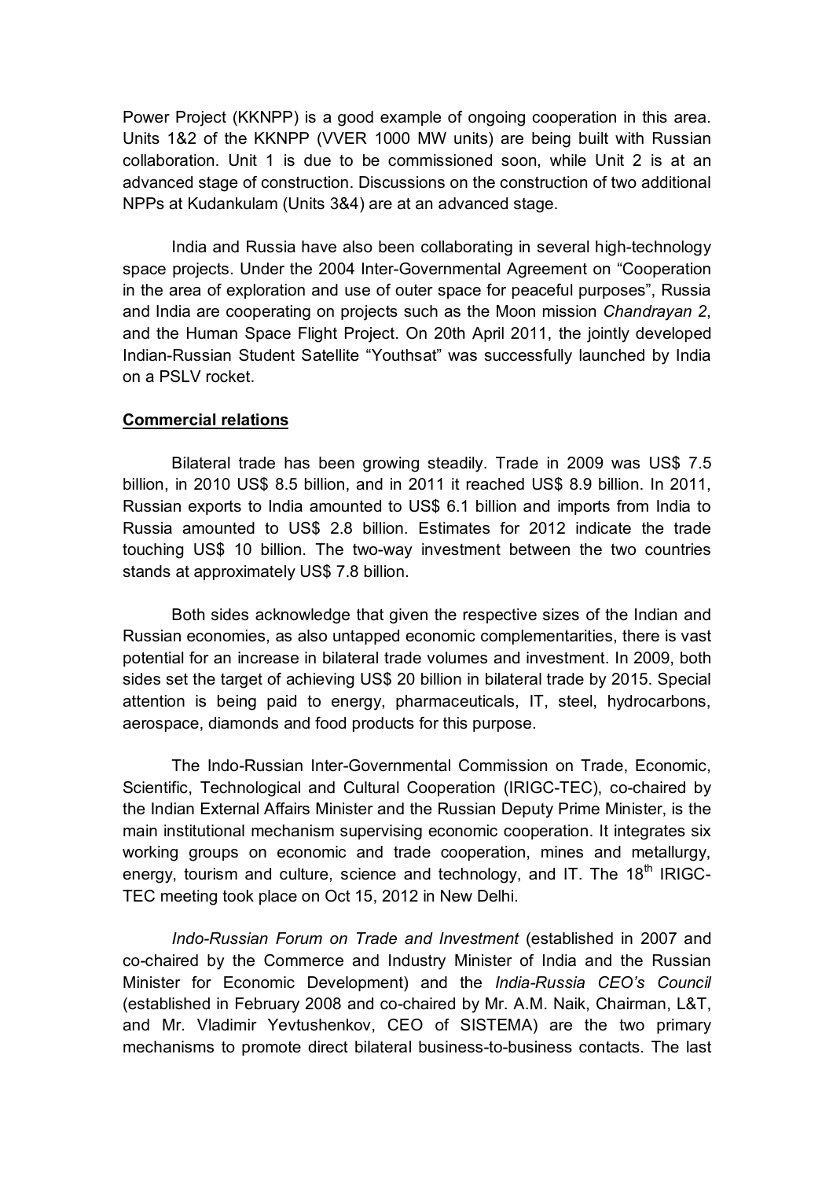Power Project (KKNPP) is a good example of ongoing cooperation in this area. Units 1&2 of the KKNPP (VVER 1000 MW units) are being built with Russian collaboration. Unit 1 is due to be commissioned soon, while Unit 2 is at an advanced stage of construction. Discussions on the construction of two additional NPPs at Kudankulam (Units 3&4) are at an advanced stage.

India and Russia have also been collaborating in several high-technology space projects. Under the 2004 Inter-Governmental Agreement on "Cooperation in the area of exploration and use of outer space for peaceful purposes", Russia and India are cooperating on projects such as the Moon mission *Chandrayan 2*, and the Human Space Flight Project. On 20th April 2011, the jointly developed Indian-Russian Student Satellite "Youthsat" was successfully launched by India on a PSLV rocket.

**Commercial relations**

Bilateral trade has been growing steadily. Trade in 2009 was US$ 7.5 billion, in 2010 US$ 8.5 billion, and in 2011 it reached US$ 8.9 billion. In 2011, Russian exports to India amounted to US$ 6.1 billion and imports from India to Russia amounted to US$ 2.8 billion. Estimates for 2012 indicate the trade touching US$ 10 billion. The two-way investment between the two countries stands at approximately US$ 7.8 billion.

Both sides acknowledge that given the respective sizes of the Indian and Russian economies, as also untapped economic complementarities, there is vast potential for an increase in bilateral trade volumes and investment. In 2009, both sides set the target of achieving US$ 20 billion in bilateral trade by 2015. Special attention is being paid to energy, pharmaceuticals, IT, steel, hydrocarbons, aerospace, diamonds and food products for this purpose.

The Indo-Russian Inter-Governmental Commission on Trade, Economic, Scientific, Technological and Cultural Cooperation (IRIGC-TEC), co-chaired by the Indian External Affairs Minister and the Russian Deputy Prime Minister, is the main institutional mechanism supervising economic cooperation. It integrates six working groups on economic and trade cooperation, mines and metallurgy, energy, tourism and culture, science and technology, and IT. The 18th IRIGC-TEC meeting took place on Oct 15, 2012 in New Delhi.

*Indo-Russian Forum on Trade and Investment* (established in 2007 and co-chaired by the Commerce and Industry Minister of India and the Russian Minister for Economic Development) and the *India-Russia CEO's Council* (established in February 2008 and co-chaired by Mr. A.M. Naik, Chairman, L&T, and Mr. Vladimir Yevtushenkov, CEO of SISTEMA) are the two primary mechanisms to promote direct bilateral business-to-business contacts. The last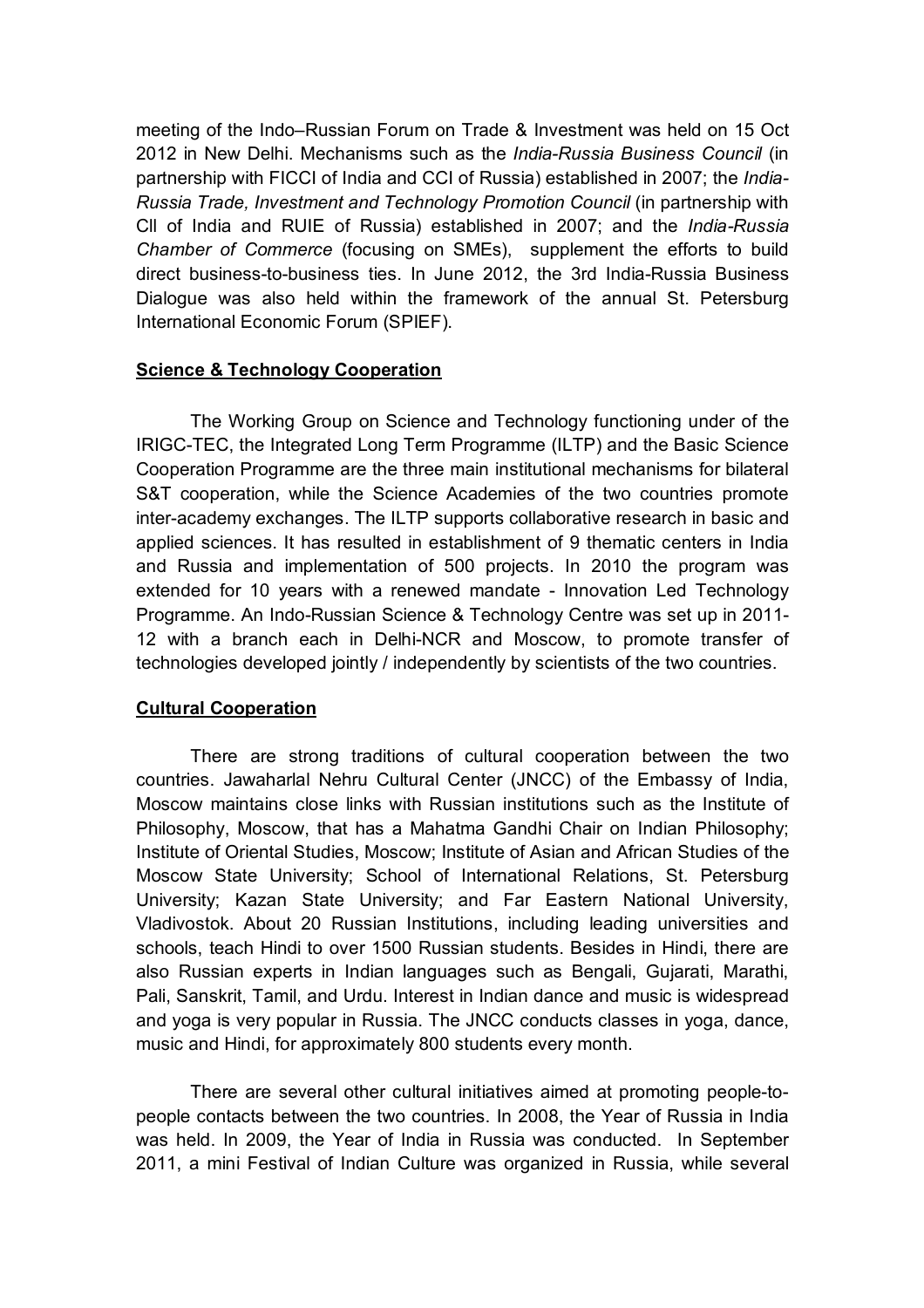meeting of the Indo–Russian Forum on Trade & Investment was held on 15 Oct 2012 in New Delhi. Mechanisms such as the *India-Russia Business Council* (in partnership with FICCI of India and CCI of Russia) established in 2007; the *India-Russia Trade, Investment and Technology Promotion Council* (in partnership with CII of India and RUIE of Russia) established in 2007; and the *India-Russia Chamber of Commerce* (focusing on SMEs), supplement the efforts to build direct business-to-business ties. In June 2012, the 3rd India-Russia Business Dialogue was also held within the framework of the annual St. Petersburg International Economic Forum (SPIEF).

## Science & Technology Cooperation

The Working Group on Science and Technology functioning under of the IRIGC-TEC, the Integrated Long Term Programme (ILTP) and the Basic Science Cooperation Programme are the three main institutional mechanisms for bilateral S&T cooperation, while the Science Academies of the two countries promote inter-academy exchanges. The ILTP supports collaborative research in basic and applied sciences. It has resulted in establishment of 9 thematic centers in India and Russia and implementation of 500 projects. In 2010 the program was extended for 10 years with a renewed mandate - Innovation Led Technology Programme. An Indo-Russian Science & Technology Centre was set up in 2011-12 with a branch each in Delhi-NCR and Moscow, to promote transfer of technologies developed jointly / independently by scientists of the two countries.

## Cultural Cooperation

There are strong traditions of cultural cooperation between the two countries. Jawaharlal Nehru Cultural Center (JNCC) of the Embassy of India, Moscow maintains close links with Russian institutions such as the Institute of Philosophy, Moscow, that has a Mahatma Gandhi Chair on Indian Philosophy; Institute of Oriental Studies, Moscow; Institute of Asian and African Studies of the Moscow State University; School of International Relations, St. Petersburg University; Kazan State University; and Far Eastern National University, Vladivostok. About 20 Russian Institutions, including leading universities and schools, teach Hindi to over 1500 Russian students. Besides in Hindi, there are also Russian experts in Indian languages such as Bengali, Gujarati, Marathi, Pali, Sanskrit, Tamil, and Urdu. Interest in Indian dance and music is widespread and yoga is very popular in Russia. The JNCC conducts classes in yoga, dance, music and Hindi, for approximately 800 students every month.

There are several other cultural initiatives aimed at promoting people-to-people contacts between the two countries. In 2008, the Year of Russia in India was held. In 2009, the Year of India in Russia was conducted. In September 2011, a mini Festival of Indian Culture was organized in Russia, while several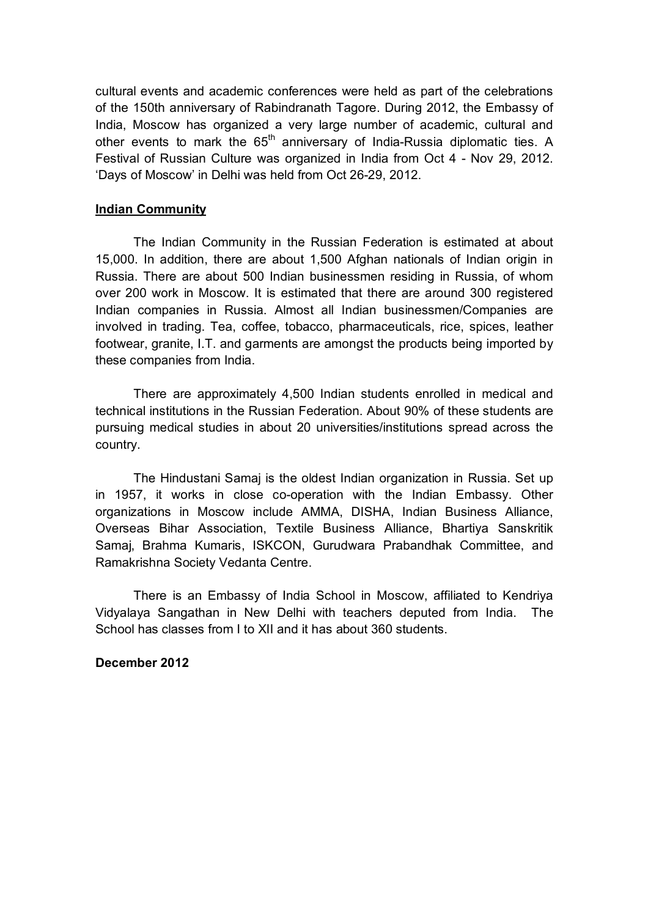cultural events and academic conferences were held as part of the celebrations of the 150th anniversary of Rabindranath Tagore. During 2012, the Embassy of India, Moscow has organized a very large number of academic, cultural and other events to mark the 65th anniversary of India-Russia diplomatic ties. A Festival of Russian Culture was organized in India from Oct 4 - Nov 29, 2012. 'Days of Moscow' in Delhi was held from Oct 26-29, 2012.

## Indian Community

The Indian Community in the Russian Federation is estimated at about 15,000. In addition, there are about 1,500 Afghan nationals of Indian origin in Russia. There are about 500 Indian businessmen residing in Russia, of whom over 200 work in Moscow. It is estimated that there are around 300 registered Indian companies in Russia. Almost all Indian businessmen/Companies are involved in trading. Tea, coffee, tobacco, pharmaceuticals, rice, spices, leather footwear, granite, I.T. and garments are amongst the products being imported by these companies from India.

There are approximately 4,500 Indian students enrolled in medical and technical institutions in the Russian Federation. About 90% of these students are pursuing medical studies in about 20 universities/institutions spread across the country.

The Hindustani Samaj is the oldest Indian organization in Russia. Set up in 1957, it works in close co-operation with the Indian Embassy. Other organizations in Moscow include AMMA, DISHA, Indian Business Alliance, Overseas Bihar Association, Textile Business Alliance, Bhartiya Sanskritik Samaj, Brahma Kumaris, ISKCON, Gurudwara Prabandhak Committee, and Ramakrishna Society Vedanta Centre.

There is an Embassy of India School in Moscow, affiliated to Kendriya Vidyalaya Sangathan in New Delhi with teachers deputed from India. The School has classes from I to XII and it has about 360 students.

**December 2012**